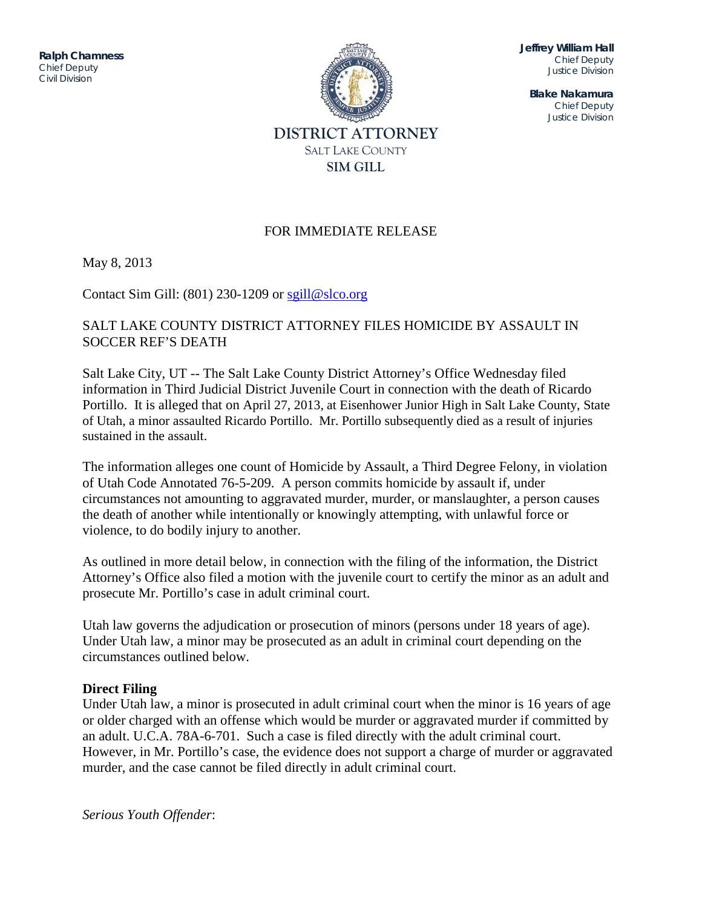**Ralph Chamness**
Chief Deputy
Civil Division

**Jeffrey William Hall**
Chief Deputy
Justice Division

**Blake Nakamura**
Chief Deputy
Justice Division

**DISTRICT ATTORNEY**
SALT LAKE COUNTY
**SIM GILL**

FOR IMMEDIATE RELEASE

May 8, 2013

Contact Sim Gill: (801) 230-1209 or sgill@slco.org

SALT LAKE COUNTY DISTRICT ATTORNEY FILES HOMICIDE BY ASSAULT IN SOCCER REF'S DEATH

Salt Lake City, UT -- The Salt Lake County District Attorney's Office Wednesday filed information in Third Judicial District Juvenile Court in connection with the death of Ricardo Portillo. It is alleged that on April 27, 2013, at Eisenhower Junior High in Salt Lake County, State of Utah, a minor assaulted Ricardo Portillo. Mr. Portillo subsequently died as a result of injuries sustained in the assault.

The information alleges one count of Homicide by Assault, a Third Degree Felony, in violation of Utah Code Annotated 76-5-209. A person commits homicide by assault if, under circumstances not amounting to aggravated murder, murder, or manslaughter, a person causes the death of another while intentionally or knowingly attempting, with unlawful force or violence, to do bodily injury to another.

As outlined in more detail below, in connection with the filing of the information, the District Attorney's Office also filed a motion with the juvenile court to certify the minor as an adult and prosecute Mr. Portillo's case in adult criminal court.

Utah law governs the adjudication or prosecution of minors (persons under 18 years of age). Under Utah law, a minor may be prosecuted as an adult in criminal court depending on the circumstances outlined below.

**Direct Filing**
Under Utah law, a minor is prosecuted in adult criminal court when the minor is 16 years of age or older charged with an offense which would be murder or aggravated murder if committed by an adult. U.C.A. 78A-6-701. Such a case is filed directly with the adult criminal court. However, in Mr. Portillo's case, the evidence does not support a charge of murder or aggravated murder, and the case cannot be filed directly in adult criminal court.

*Serious Youth Offender*: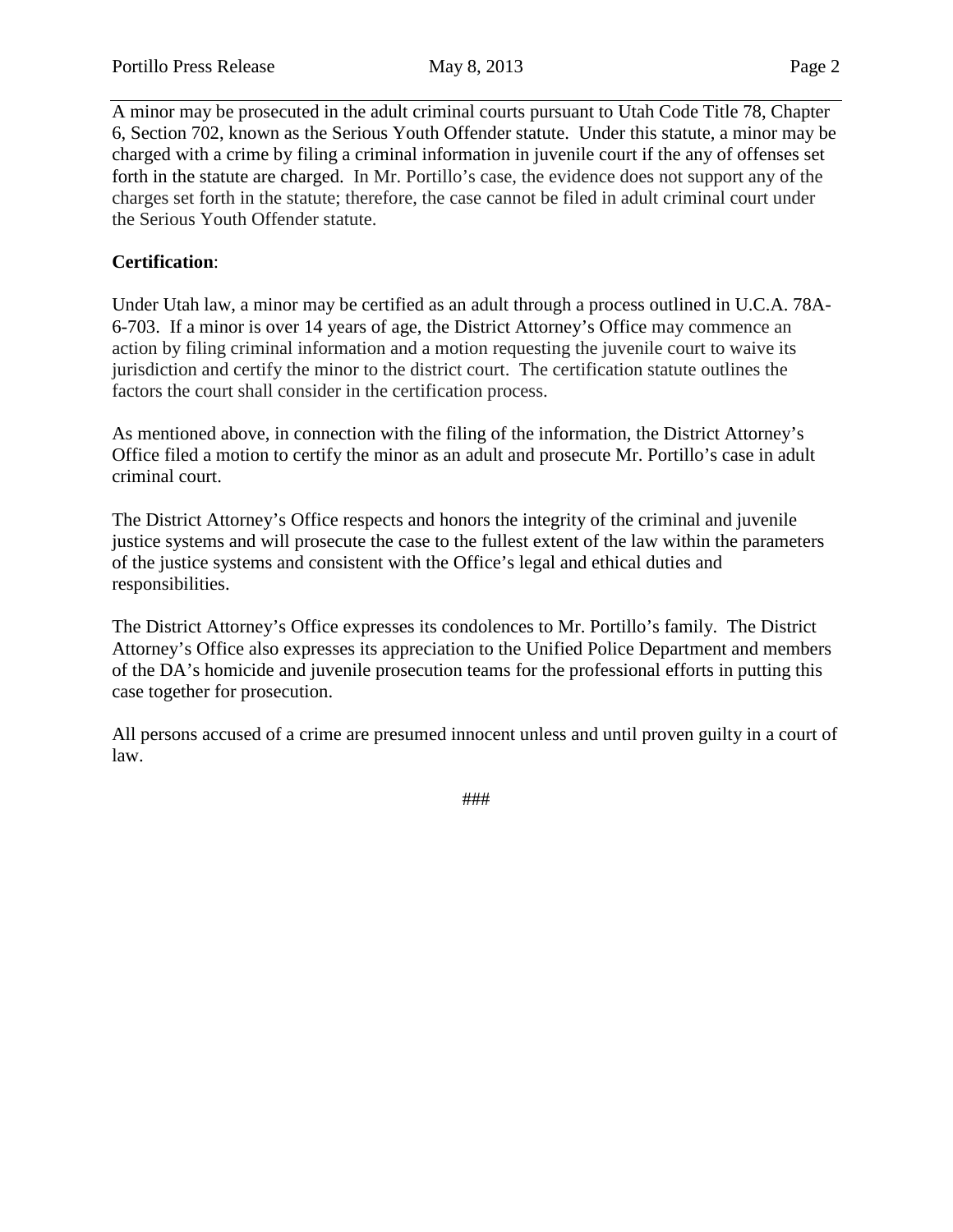A minor may be prosecuted in the adult criminal courts pursuant to Utah Code Title 78, Chapter 6, Section 702, known as the Serious Youth Offender statute. Under this statute, a minor may be charged with a crime by filing a criminal information in juvenile court if the any of offenses set forth in the statute are charged. In Mr. Portillo's case, the evidence does not support any of the charges set forth in the statute; therefore, the case cannot be filed in adult criminal court under the Serious Youth Offender statute.

**Certification**:

Under Utah law, a minor may be certified as an adult through a process outlined in U.C.A. 78A-6-703. If a minor is over 14 years of age, the District Attorney's Office may commence an action by filing criminal information and a motion requesting the juvenile court to waive its jurisdiction and certify the minor to the district court. The certification statute outlines the factors the court shall consider in the certification process.

As mentioned above, in connection with the filing of the information, the District Attorney's Office filed a motion to certify the minor as an adult and prosecute Mr. Portillo's case in adult criminal court.

The District Attorney's Office respects and honors the integrity of the criminal and juvenile justice systems and will prosecute the case to the fullest extent of the law within the parameters of the justice systems and consistent with the Office's legal and ethical duties and responsibilities.

The District Attorney's Office expresses its condolences to Mr. Portillo's family. The District Attorney's Office also expresses its appreciation to the Unified Police Department and members of the DA's homicide and juvenile prosecution teams for the professional efforts in putting this case together for prosecution.

All persons accused of a crime are presumed innocent unless and until proven guilty in a court of law.

###